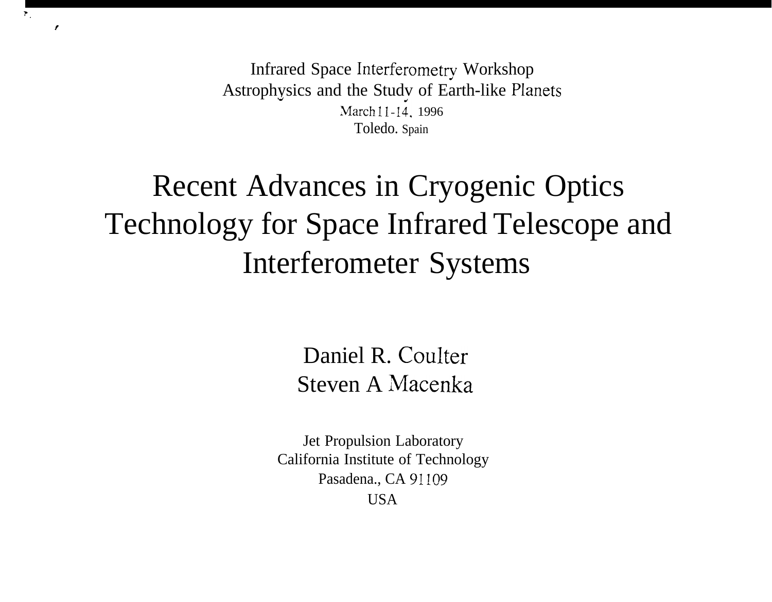Infrared Space Interferometry Workshop
Astrophysics and the Study of Earth-like Planets
March 11-14, 1996
Toledo. Spain

# Recent Advances in Cryogenic Optics Technology for Space Infrared Telescope and Interferometer Systems

Daniel R. Coulter
Steven A Macenka

Jet Propulsion Laboratory
California Institute of Technology
Pasadena., CA 91109
USA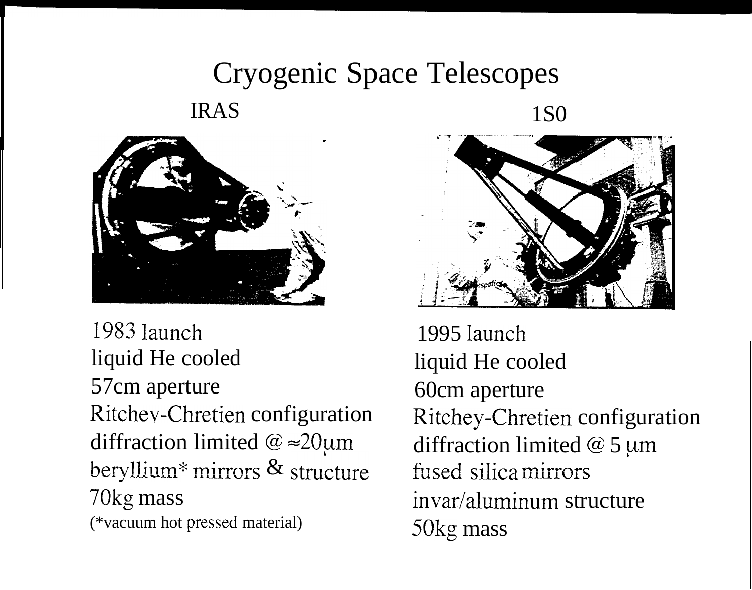# Cryogenic Space Telescopes

## IRAS

1983 launch
liquid He cooled
57cm aperture
Ritchev-Chretien configuration
diffraction limited @ ≈20μm
beryllium* mirrors & structure
70kg mass
(*vacuum hot pressed material)

## 1S0

1995 launch
liquid He cooled
60cm aperture
Ritchey-Chretien configuration
diffraction limited @ 5 μm
fused silica mirrors
invar/aluminum structure
50kg mass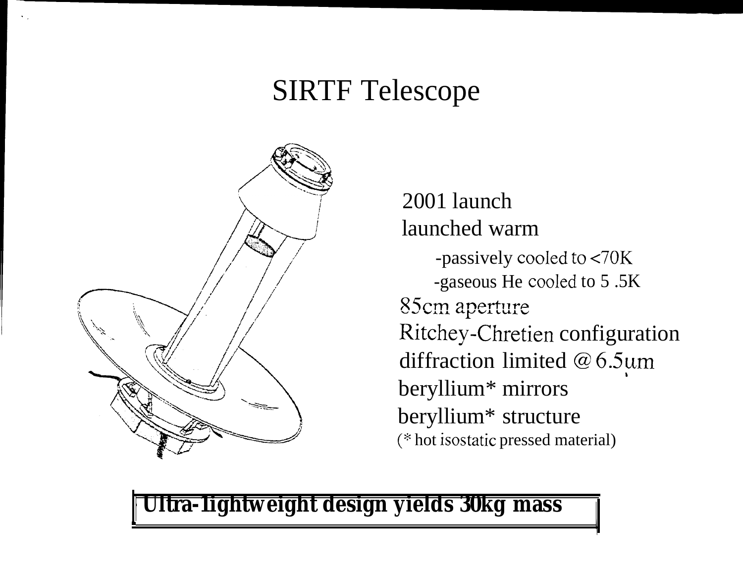# SIRTF Telescope

2001 launch
launched warm
- -passively cooled to <70K
- -gaseous He cooled to 5 .5K

85cm aperture
Ritchey-Chretien configuration
diffraction limited @ 6.5μm
beryllium* mirrors
beryllium* structure
(* hot isostatic pressed material)

**Ultra-lightweight design yields 30kg mass**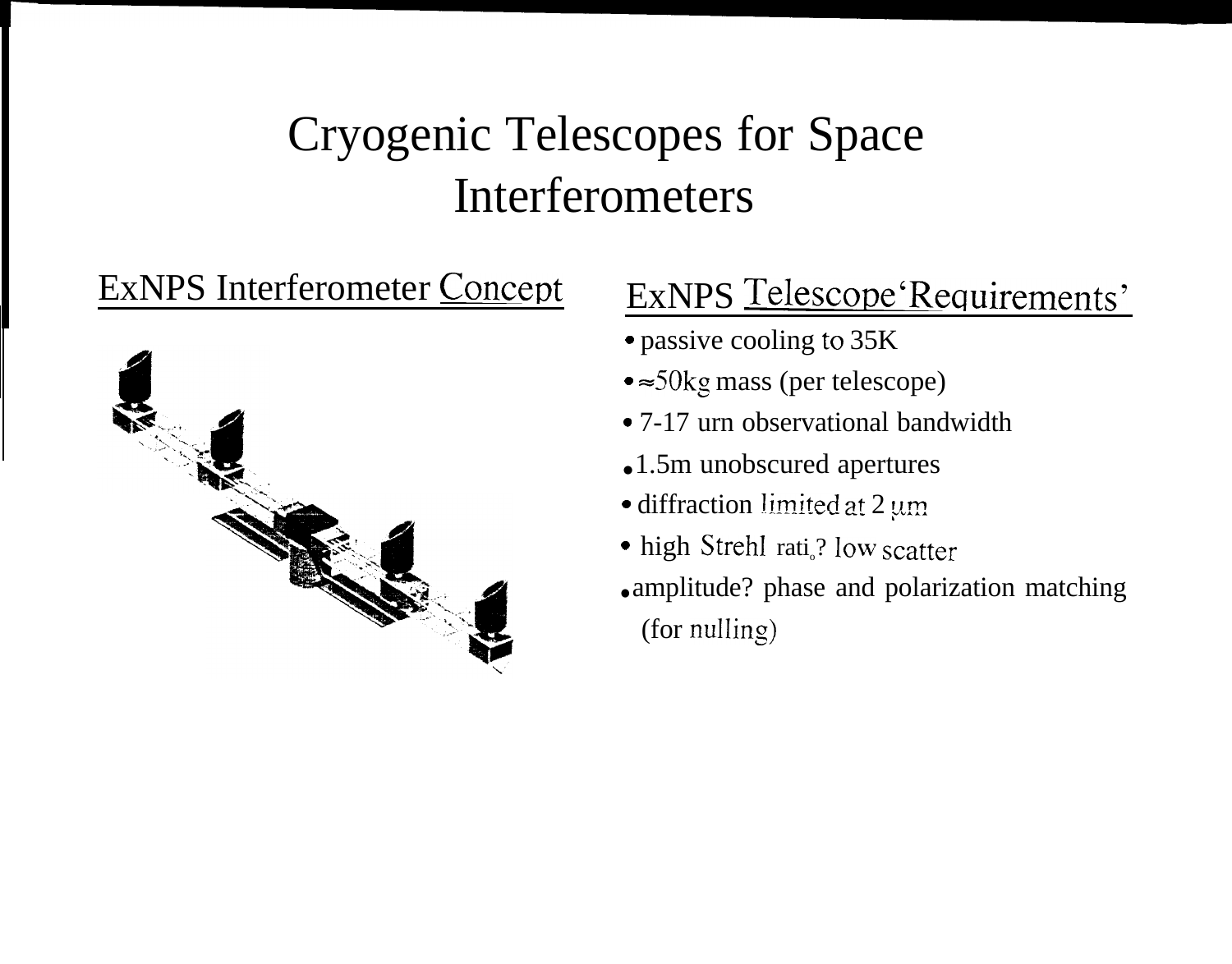# Cryogenic Telescopes for Space Interferometers

## ExNPS Interferometer Concept

## ExNPS Telescope 'Requirements'

- passive cooling to 35K
- ≈50kg mass (per telescope)
- 7-17 urn observational bandwidth
- 1.5m unobscured apertures
- diffraction limited at 2 μm
- high Strehl ratio? low scatter
- amplitude? phase and polarization matching (for nulling)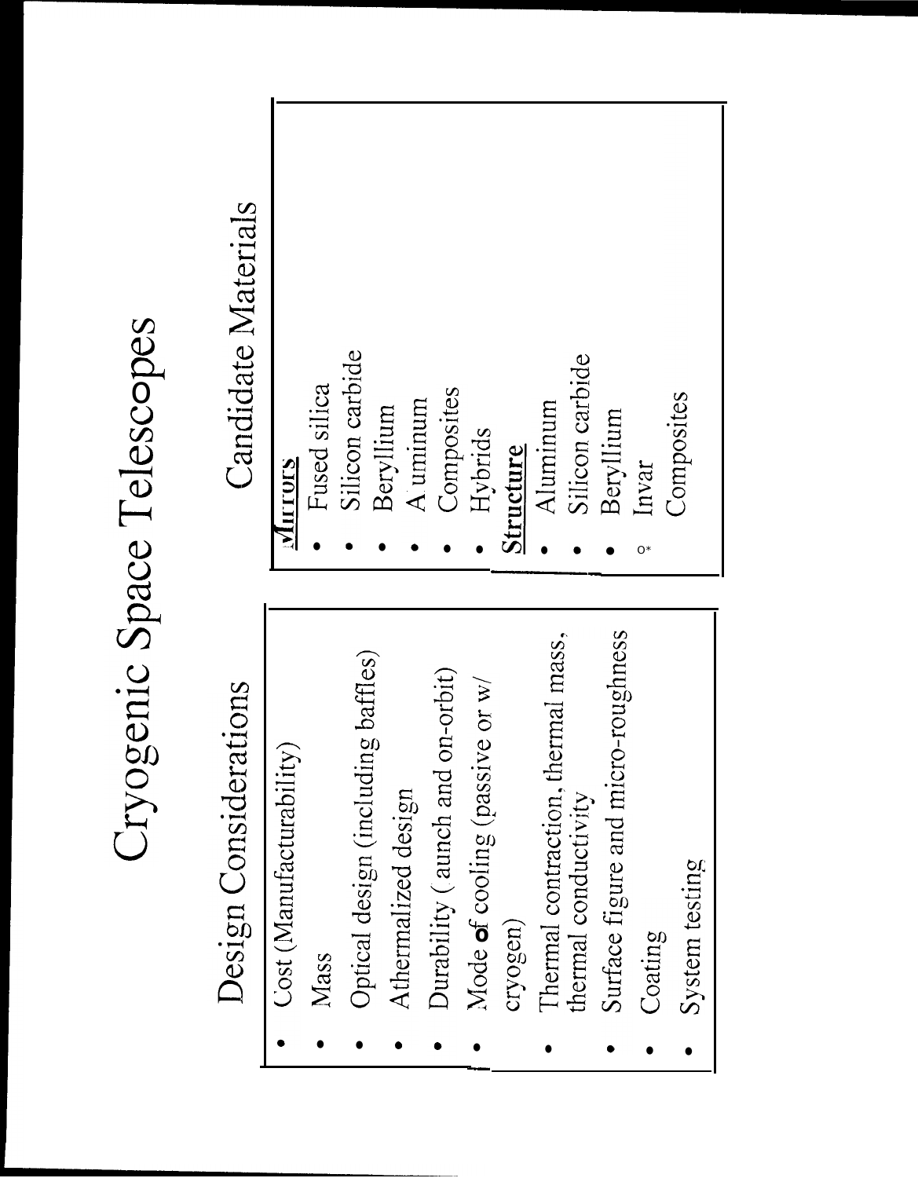# Cryogenic Space Telescopes

## Design Considerations

- Cost (Manufacturability)
- Mass
- Optical design (including baffles)
- Athermalized design
- Durability ( aunch and on-orbit)
- Mode of cooling (passive or w/ cryogen)
- Thermal contraction, thermal mass, thermal conductivity
- Surface figure and micro-roughness
- Coating
- System testing

## Candidate Materials

**Mirrors**

- Fused silica
- Silicon carbide
- Beryllium
- A uminum
- Composites
- Hybrids

**Structure**

- Aluminum
- Silicon carbide
- Beryllium
- Invar
- Composites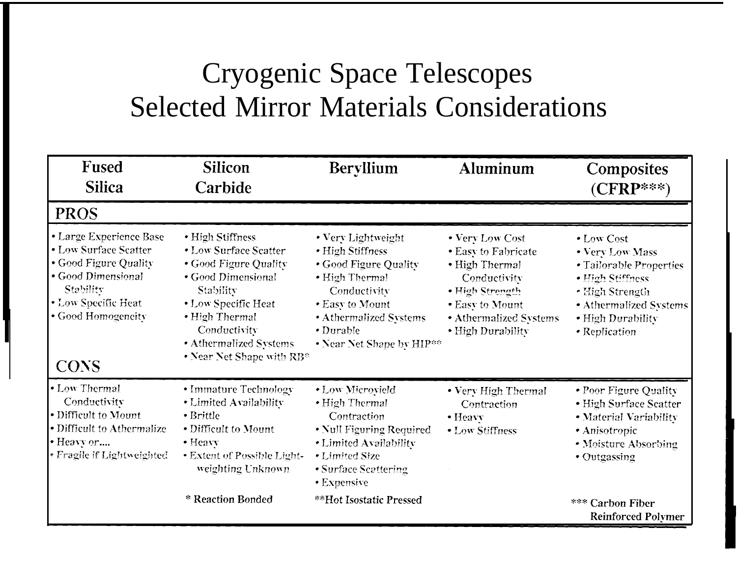# Cryogenic Space Telescopes
# Selected Mirror Materials Considerations

| Fused Silica | Silicon Carbide | Beryllium | Aluminum | Composites (CFRP***) |
|---|---|---|---|---|
| **PROS** | | | | |
| • Large Experience Base<br>• Low Surface Scatter<br>• Good Figure Quality<br>• Good Dimensional Stability<br>• Low Specific Heat<br>• Good Homogeneity | • High Stiffness<br>• Low Surface Scatter<br>• Good Figure Quality<br>• Good Dimensional Stability<br>• Low Specific Heat<br>• High Thermal Conductivity<br>• Athermalized Systems<br>• Near Net Shape with RB* | • Very Lightweight<br>• High Stiffness<br>• Good Figure Quality<br>• High Thermal Conductivity<br>• Easy to Mount<br>• Athermalized Systems<br>• Durable<br>• Near Net Shape by HIP** | • Very Low Cost<br>• Easy to Fabricate<br>• High Thermal Conductivity<br>• High Strength<br>• Easy to Mount<br>• Athermalized Systems<br>• High Durability | • Low Cost<br>• Very Low Mass<br>• Tailorable Properties<br>• High Stiffness<br>• High Strength<br>• Athermalized Systems<br>• High Durability<br>• Replication |
| **CONS** | | | | |
| • Low Thermal Conductivity<br>• Difficult to Mount<br>• Difficult to Athermalize<br>• Heavy or....<br>• Fragile if Lightweighted | • Immature Technology<br>• Limited Availability<br>• Brittle<br>• Difficult to Mount<br>• Heavy<br>• Extent of Possible Light-weighting Unknown | • Low Microyield<br>• High Thermal Contraction<br>• Null Figuring Required<br>• Limited Availability<br>• Limited Size<br>• Surface Scattering<br>• Expensive | • Very High Thermal Contraction<br>• Heavy<br>• Low Stiffness | • Poor Figure Quality<br>• High Surface Scatter<br>• Material Variability<br>• Anisotropic<br>• Moisture Absorbing<br>• Outgassing |
| | * Reaction Bonded | **Hot Isostatic Pressed | | *** Carbon Fiber Reinforced Polymer |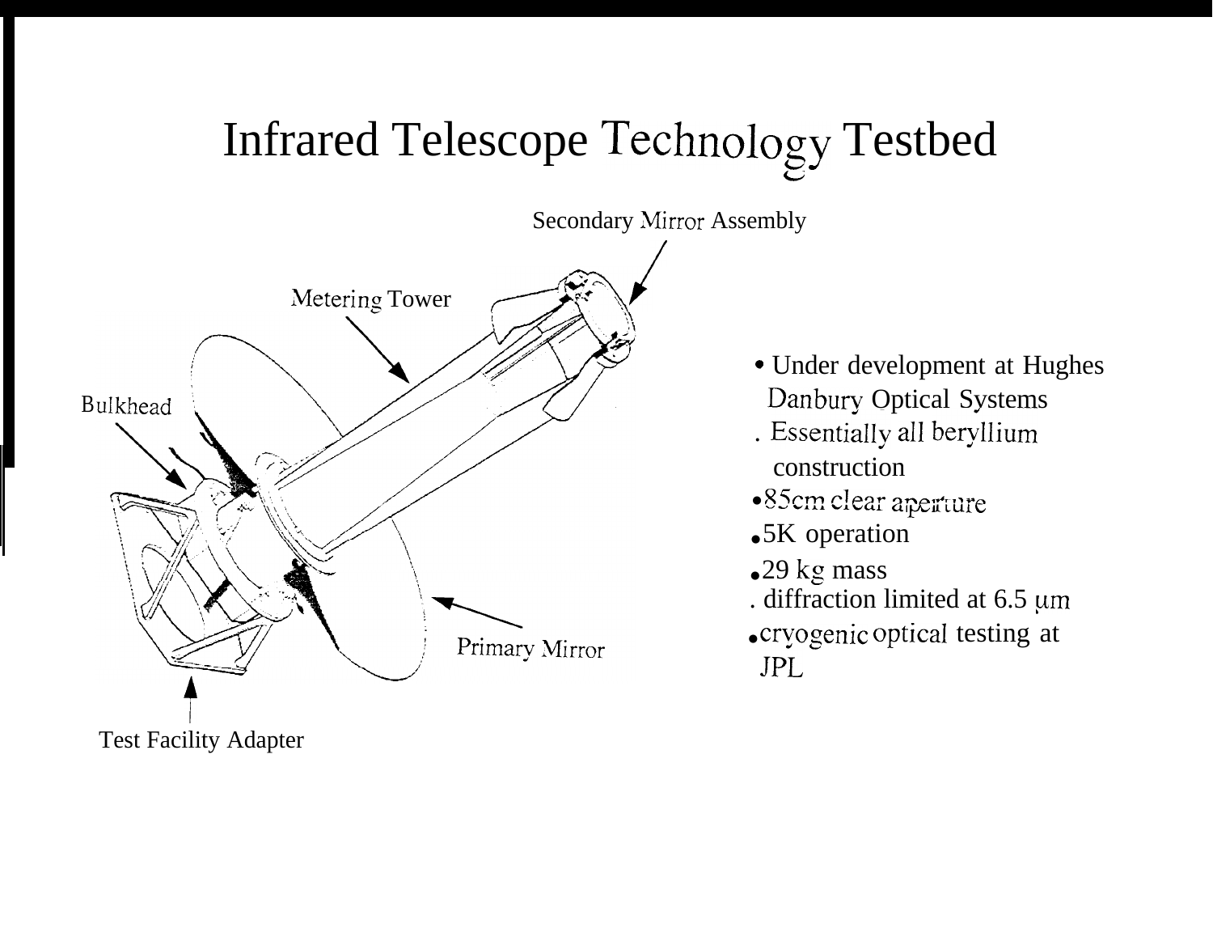# Infrared Telescope Technology Testbed

Secondary Mirror Assembly

Metering Tower

Bulkhead

Primary Mirror

Test Facility Adapter

- Under development at Hughes Danbury Optical Systems
- Essentially all beryllium construction
- 85cm clear aperture
- 5K operation
- 29 kg mass
- diffraction limited at 6.5 μm
- cryogenic optical testing at JPL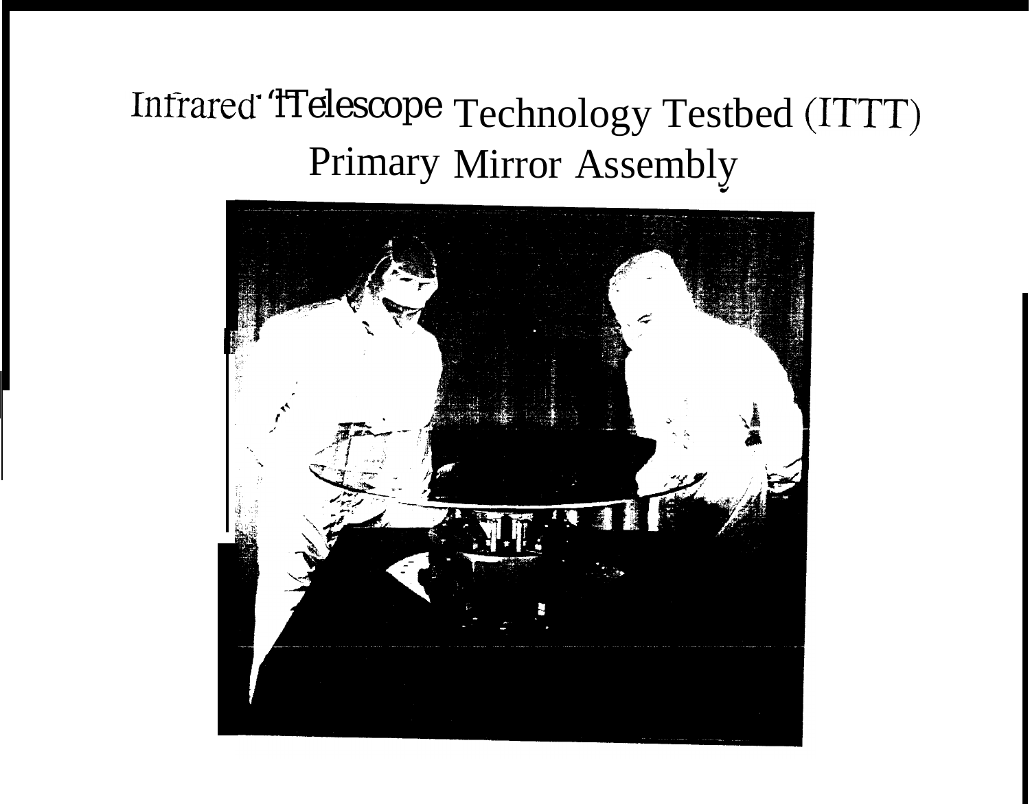# Infrared Telescope Technology Testbed (ITTT) Primary Mirror Assembly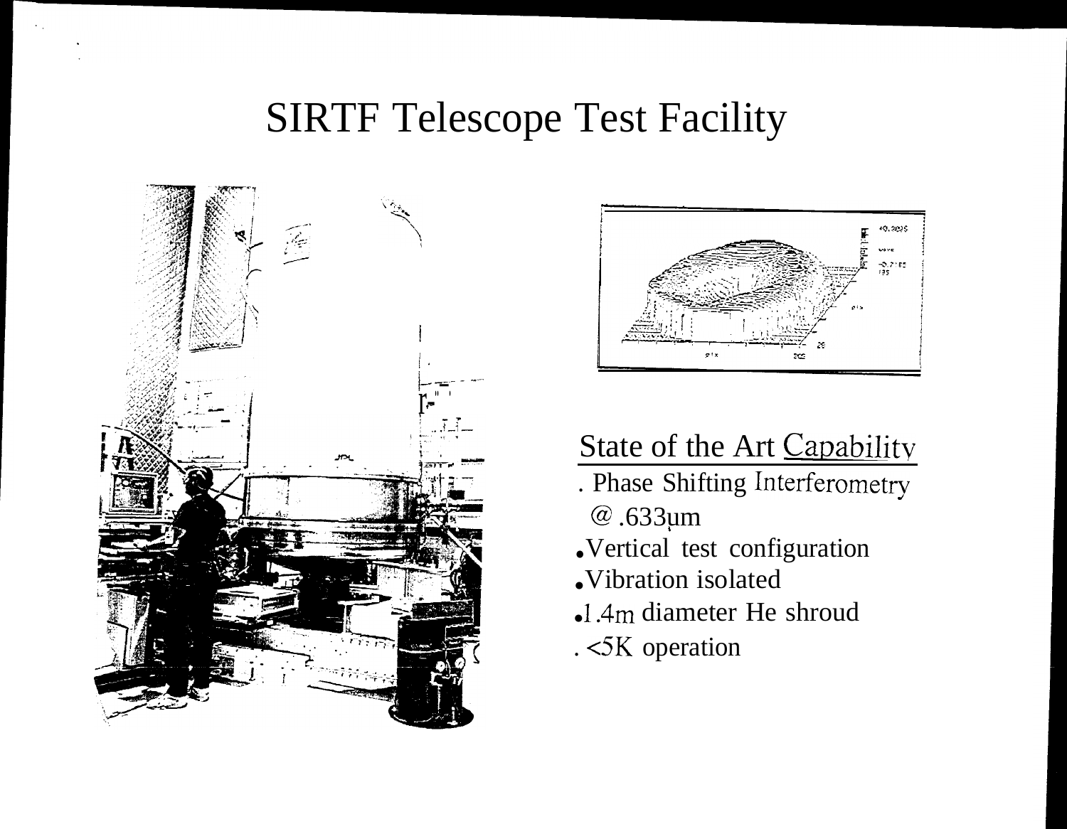# SIRTF Telescope Test Facility

## State of the Art Capability

- Phase Shifting Interferometry @ .633μm
- Vertical test configuration
- Vibration isolated
- 1.4m diameter He shroud
- <5K operation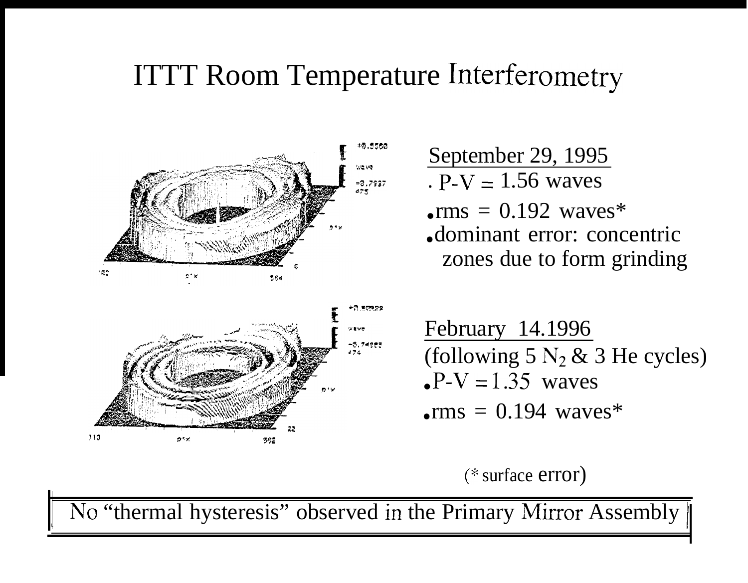# ITTT Room Temperature Interferometry

September 29, 1995

- P-V = 1.56 waves
- rms = 0.192 waves*
- dominant error: concentric zones due to form grinding

February 14.1996

(following 5 $N_2$ & 3 He cycles)

- P-V = 1.35 waves
- rms = 0.194 waves*

(* surface error)

No "thermal hysteresis" observed in the Primary Mirror Assembly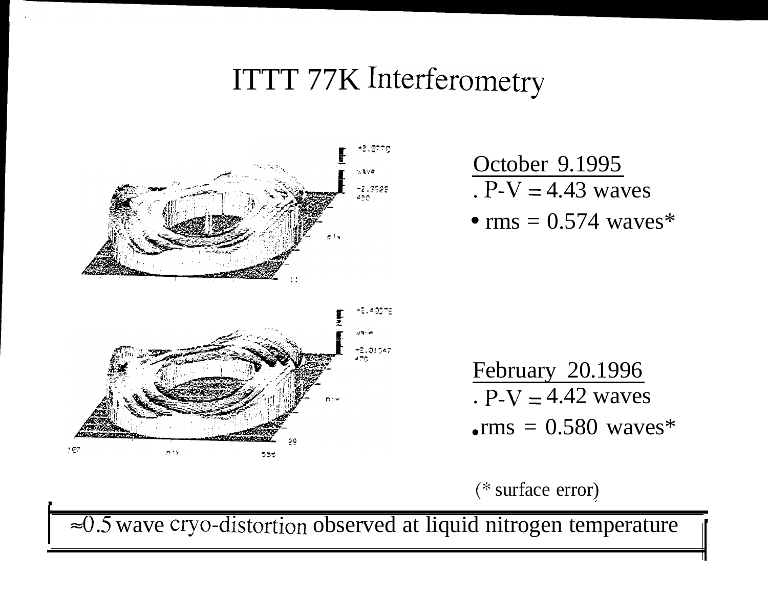# ITTT 77K Interferometry

**October 9.1995**

- P-V = 4.43 waves
- rms = 0.574 waves*

**February 20.1996**

- P-V = 4.42 waves
- rms = 0.580 waves*

(* surface error)

≈0.5 wave cryo-distortion observed at liquid nitrogen temperature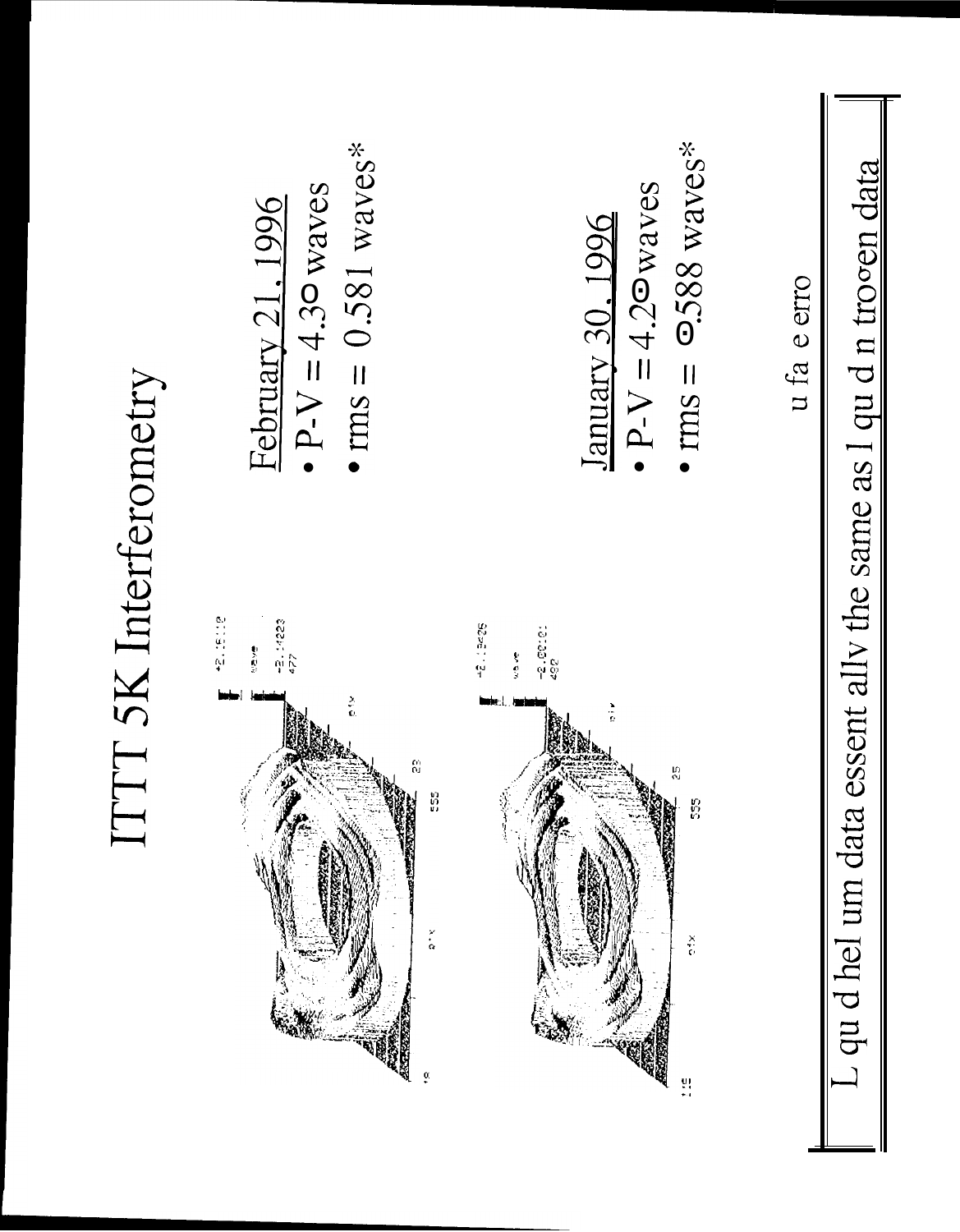# ITTT 5K Interferometry

February 21, 1996

- P-V = 4.30 waves
- rms = 0.581 waves*

January 30, 1996

- P-V = 4.20 waves
- rms = 0.588 waves*

u fa e erro

L qu d hel um data essent ally the same as l qu d n trogen data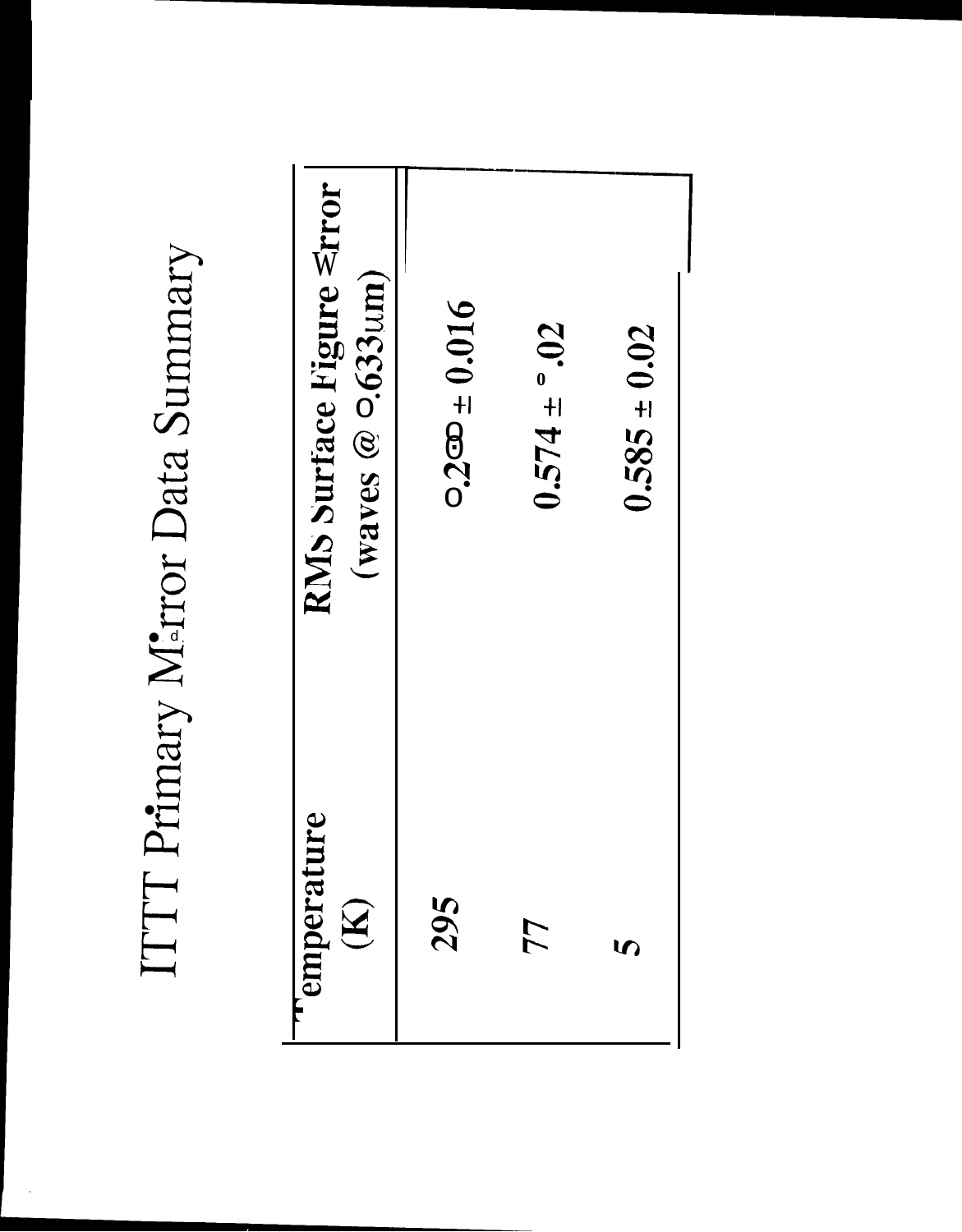# ITTT Primary Mirror Data Summary

| Temperature (K) | RMS Surface Figure Error (waves @ 0.633um) |
|---|---|
| 295 | 0.2 ± 0.016 |
| 77 | 0.574 ± 0.02 |
| 5 | 0.585 ± 0.02 |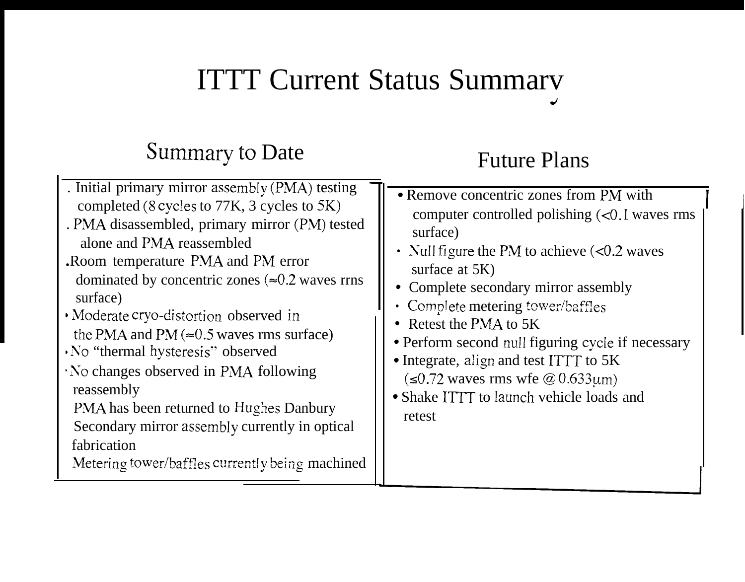# ITTT Current Status Summary

## Summary to Date

- Initial primary mirror assembly (PMA) testing completed (8 cycles to 77K, 3 cycles to 5K)
- PMA disassembled, primary mirror (PM) tested alone and PMA reassembled
- Room temperature PMA and PM error dominated by concentric zones (≈0.2 waves rms surface)
- Moderate cryo-distortion observed in the PMA and PM (≈0.5 waves rms surface)
- No "thermal hysteresis" observed
- No changes observed in PMA following reassembly
- PMA has been returned to Hughes Danbury
- Secondary mirror assembly currently in optical fabrication
- Metering tower/baffles currently being machined

## Future Plans

- Remove concentric zones from PM with computer controlled polishing (<0.1 waves rms surface)
- Null figure the PM to achieve (<0.2 waves surface at 5K)
- Complete secondary mirror assembly
- Complete metering tower/baffles
- Retest the PMA to 5K
- Perform second null figuring cycle if necessary
- Integrate, align and test ITTT to 5K (≤0.72 waves rms wfe @ 0.633μm)
- Shake ITTT to launch vehicle loads and retest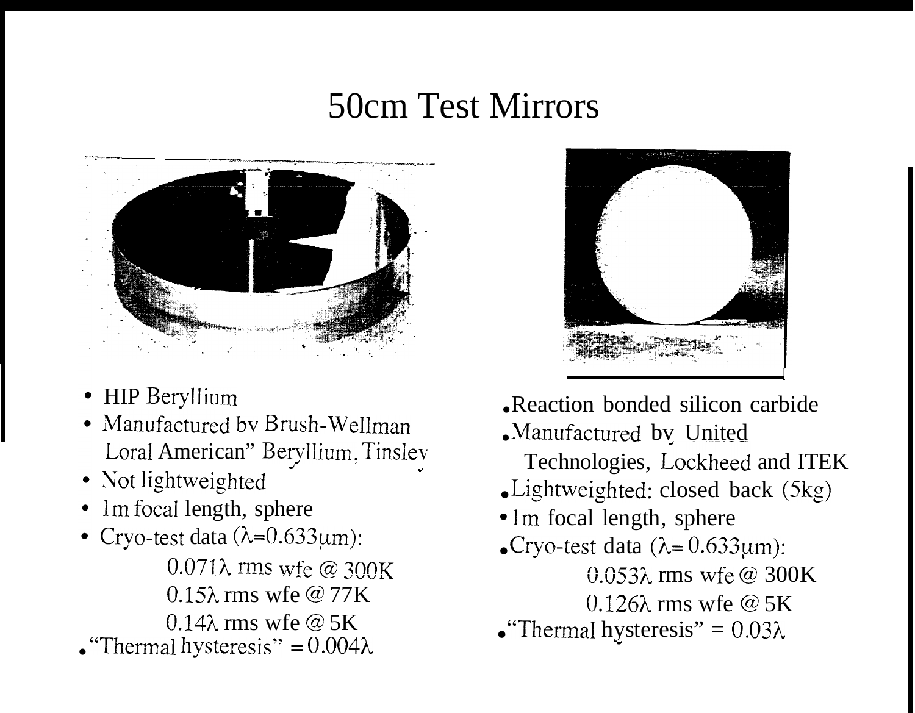# 50cm Test Mirrors

- HIP Beryllium
- Manufactured bv Brush-Wellman Loral American" Beryllium, Tinslev
- Not lightweighted
- 1m focal length, sphere
- Cryo-test data ($\lambda$=0.633$\mu$m):
  - 0.071$\lambda$ rms wfe @ 300K
  - 0.15$\lambda$ rms wfe @ 77K
  - 0.14$\lambda$ rms wfe @ 5K
- "Thermal hysteresis" = 0.004$\lambda$

- Reaction bonded silicon carbide
- Manufactured by United Technologies, Lockheed and ITEK
- Lightweighted: closed back (5kg)
- 1m focal length, sphere
- Cryo-test data ($\lambda$= 0.633$\mu$m):
  - 0.053$\lambda$ rms wfe @ 300K
  - 0.126$\lambda$ rms wfe @ 5K
- "Thermal hysteresis" = 0.03$\lambda$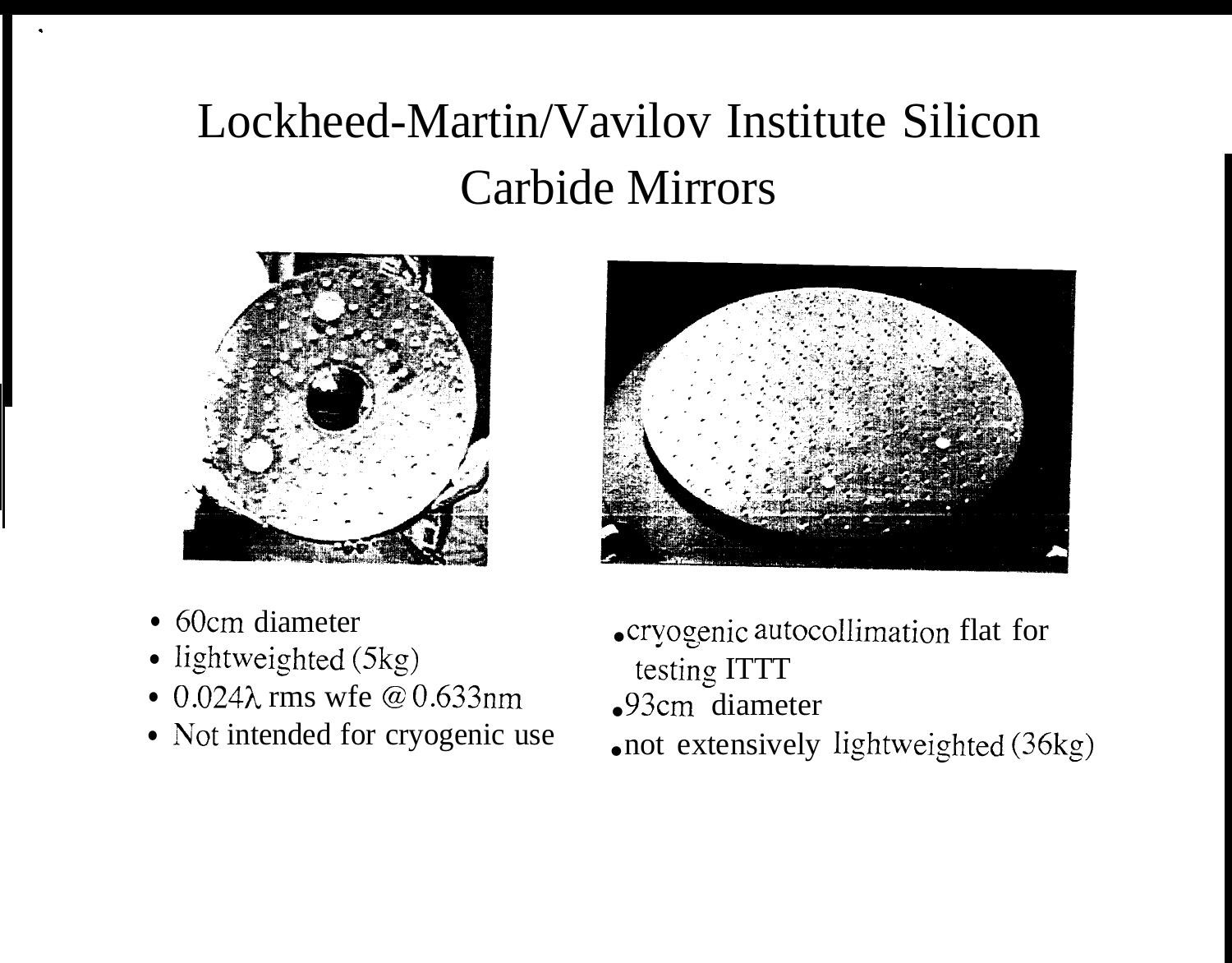# Lockheed-Martin/Vavilov Institute Silicon Carbide Mirrors

- 60cm diameter
- lightweighted (5kg)
- 0.024$\lambda$ rms wfe @ 0.633nm
- Not intended for cryogenic use

- cryogenic autocollimation flat for testing ITTT
- 93cm diameter
- not extensively lightweighted (36kg)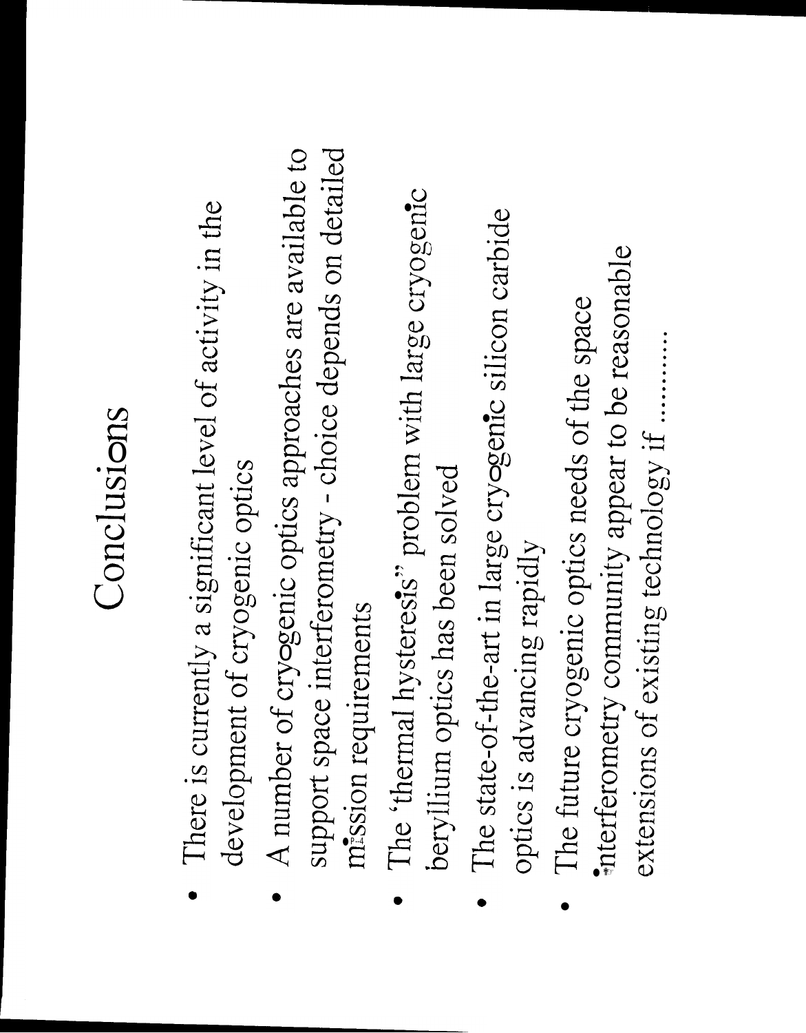# Conclusions

- There is currently a significant level of activity in the development of cryogenic optics
- A number of cryogenic optics approaches are available to support space interferometry - choice depends on detailed mission requirements
- The 'thermal hysteresis" problem with large cryogenic beryllium optics has been solved
- The state-of-the-art in large cryogenic silicon carbide optics is advancing rapidly
- The future cryogenic optics needs of the space interferometry community appear to be reasonable extensions of existing technology if ..........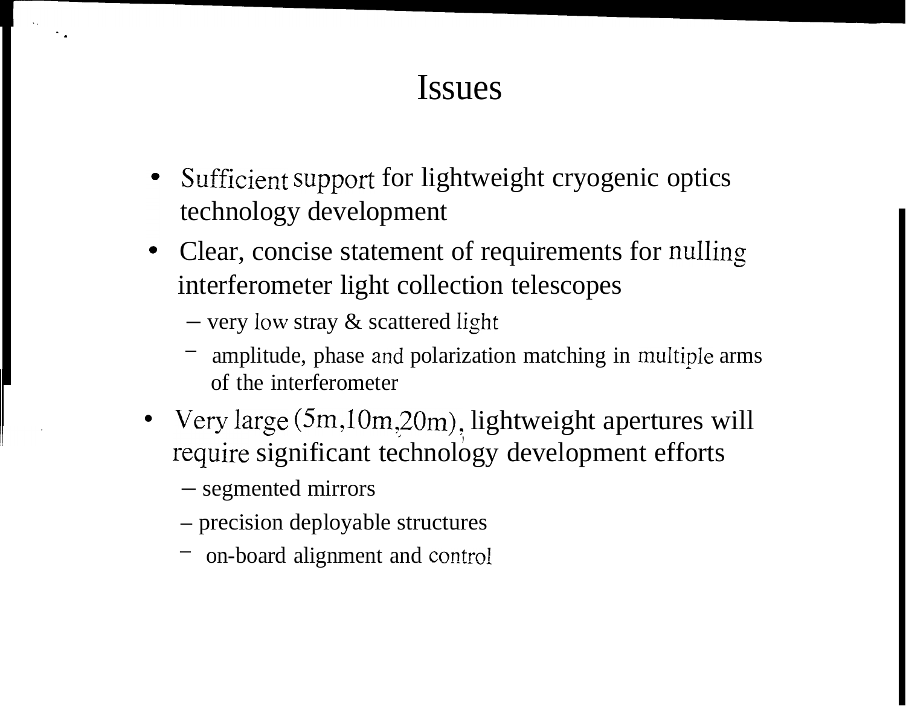# Issues

- Sufficient support for lightweight cryogenic optics technology development
- Clear, concise statement of requirements for nulling interferometer light collection telescopes
  - very low stray & scattered light
  - amplitude, phase and polarization matching in multiple arms of the interferometer
- Very large (5m,10m,20m), lightweight apertures will require significant technology development efforts
  - segmented mirrors
  - precision deployable structures
  - on-board alignment and control